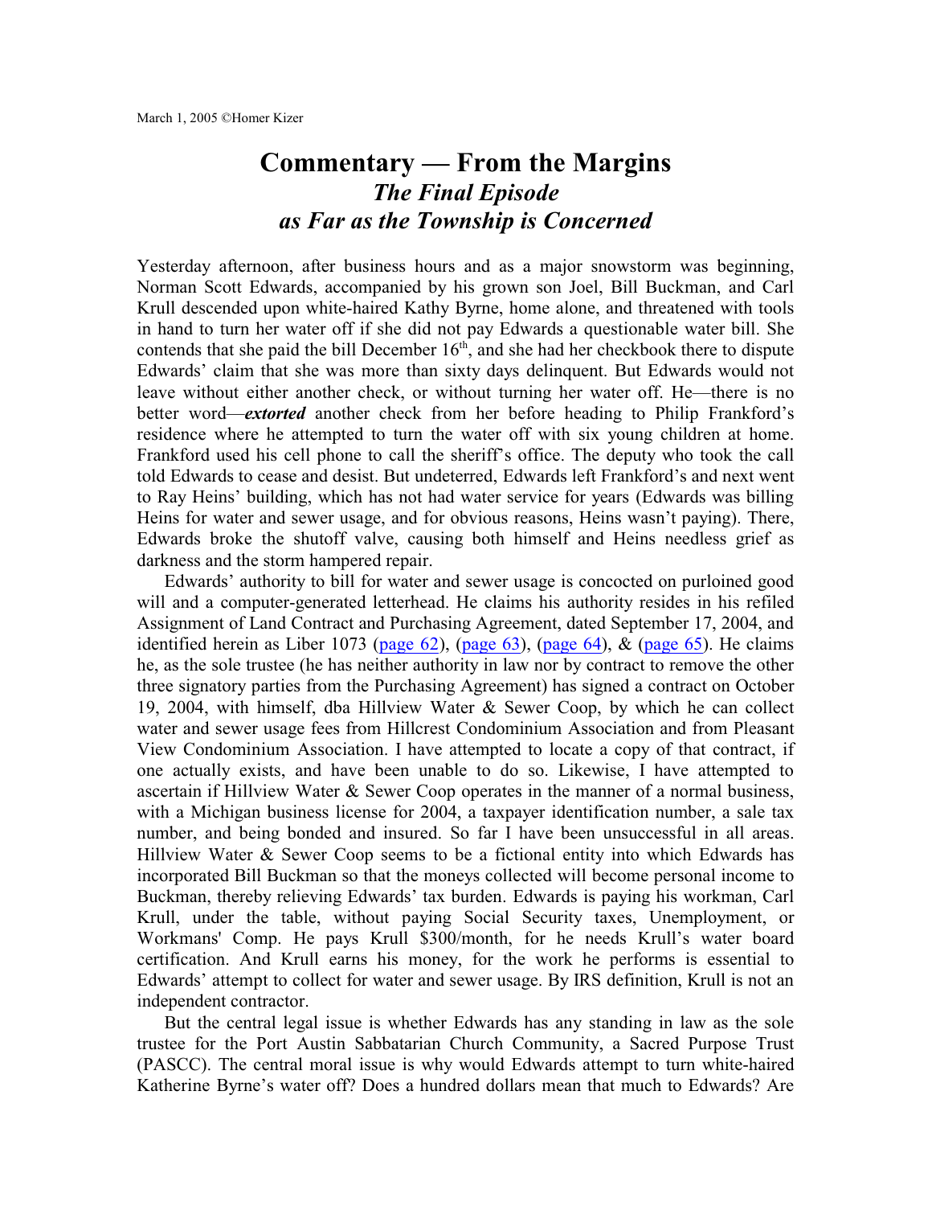March 1, 2005 ©Homer Kizer

# Commentary — From the Margins
## *The Final Episode*
## *as Far as the Township is Concerned*

Yesterday afternoon, after business hours and as a major snowstorm was beginning, Norman Scott Edwards, accompanied by his grown son Joel, Bill Buckman, and Carl Krull descended upon white-haired Kathy Byrne, home alone, and threatened with tools in hand to turn her water off if she did not pay Edwards a questionable water bill. She contends that she paid the bill December 16th, and she had her checkbook there to dispute Edwards' claim that she was more than sixty days delinquent. But Edwards would not leave without either another check, or without turning her water off. He—there is no better word—***extorted*** another check from her before heading to Philip Frankford's residence where he attempted to turn the water off with six young children at home. Frankford used his cell phone to call the sheriff's office. The deputy who took the call told Edwards to cease and desist. But undeterred, Edwards left Frankford's and next went to Ray Heins' building, which has not had water service for years (Edwards was billing Heins for water and sewer usage, and for obvious reasons, Heins wasn't paying). There, Edwards broke the shutoff valve, causing both himself and Heins needless grief as darkness and the storm hampered repair.

Edwards' authority to bill for water and sewer usage is concocted on purloined good will and a computer-generated letterhead. He claims his authority resides in his refiled Assignment of Land Contract and Purchasing Agreement, dated September 17, 2004, and identified herein as Liber 1073 (page 62), (page 63), (page 64), & (page 65). He claims he, as the sole trustee (he has neither authority in law nor by contract to remove the other three signatory parties from the Purchasing Agreement) has signed a contract on October 19, 2004, with himself, dba Hillview Water & Sewer Coop, by which he can collect water and sewer usage fees from Hillcrest Condominium Association and from Pleasant View Condominium Association. I have attempted to locate a copy of that contract, if one actually exists, and have been unable to do so. Likewise, I have attempted to ascertain if Hillview Water & Sewer Coop operates in the manner of a normal business, with a Michigan business license for 2004, a taxpayer identification number, a sale tax number, and being bonded and insured. So far I have been unsuccessful in all areas. Hillview Water & Sewer Coop seems to be a fictional entity into which Edwards has incorporated Bill Buckman so that the moneys collected will become personal income to Buckman, thereby relieving Edwards' tax burden. Edwards is paying his workman, Carl Krull, under the table, without paying Social Security taxes, Unemployment, or Workmans' Comp. He pays Krull $300/month, for he needs Krull's water board certification. And Krull earns his money, for the work he performs is essential to Edwards' attempt to collect for water and sewer usage. By IRS definition, Krull is not an independent contractor.

But the central legal issue is whether Edwards has any standing in law as the sole trustee for the Port Austin Sabbatarian Church Community, a Sacred Purpose Trust (PASCC). The central moral issue is why would Edwards attempt to turn white-haired Katherine Byrne's water off? Does a hundred dollars mean that much to Edwards? Are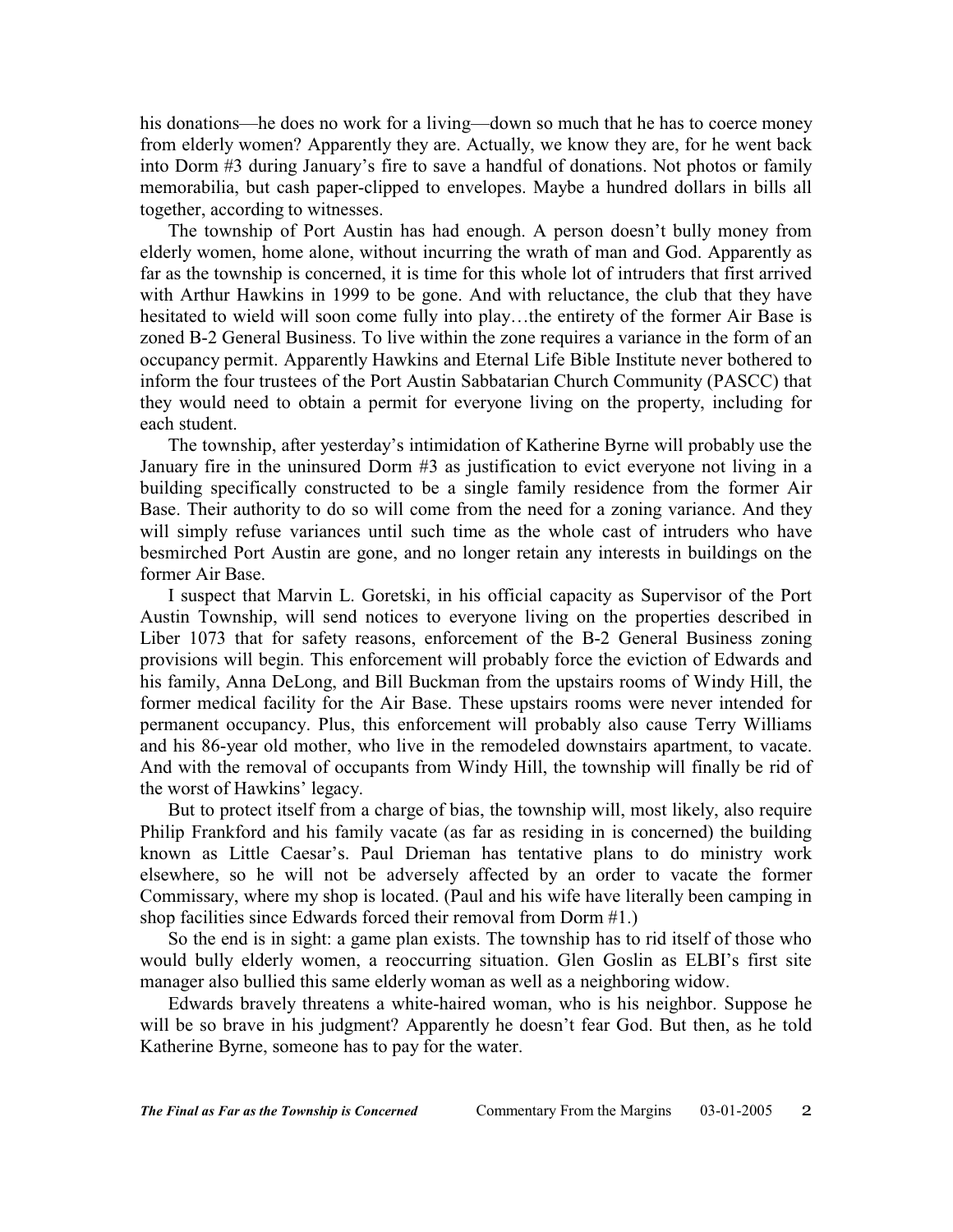his donations—he does no work for a living—down so much that he has to coerce money from elderly women? Apparently they are. Actually, we know they are, for he went back into Dorm #3 during January's fire to save a handful of donations. Not photos or family memorabilia, but cash paper-clipped to envelopes. Maybe a hundred dollars in bills all together, according to witnesses.

The township of Port Austin has had enough. A person doesn't bully money from elderly women, home alone, without incurring the wrath of man and God. Apparently as far as the township is concerned, it is time for this whole lot of intruders that first arrived with Arthur Hawkins in 1999 to be gone. And with reluctance, the club that they have hesitated to wield will soon come fully into play…the entirety of the former Air Base is zoned B-2 General Business. To live within the zone requires a variance in the form of an occupancy permit. Apparently Hawkins and Eternal Life Bible Institute never bothered to inform the four trustees of the Port Austin Sabbatarian Church Community (PASCC) that they would need to obtain a permit for everyone living on the property, including for each student.

The township, after yesterday's intimidation of Katherine Byrne will probably use the January fire in the uninsured Dorm #3 as justification to evict everyone not living in a building specifically constructed to be a single family residence from the former Air Base. Their authority to do so will come from the need for a zoning variance. And they will simply refuse variances until such time as the whole cast of intruders who have besmirched Port Austin are gone, and no longer retain any interests in buildings on the former Air Base.

I suspect that Marvin L. Goretski, in his official capacity as Supervisor of the Port Austin Township, will send notices to everyone living on the properties described in Liber 1073 that for safety reasons, enforcement of the B-2 General Business zoning provisions will begin. This enforcement will probably force the eviction of Edwards and his family, Anna DeLong, and Bill Buckman from the upstairs rooms of Windy Hill, the former medical facility for the Air Base. These upstairs rooms were never intended for permanent occupancy. Plus, this enforcement will probably also cause Terry Williams and his 86-year old mother, who live in the remodeled downstairs apartment, to vacate. And with the removal of occupants from Windy Hill, the township will finally be rid of the worst of Hawkins' legacy.

But to protect itself from a charge of bias, the township will, most likely, also require Philip Frankford and his family vacate (as far as residing in is concerned) the building known as Little Caesar's. Paul Drieman has tentative plans to do ministry work elsewhere, so he will not be adversely affected by an order to vacate the former Commissary, where my shop is located. (Paul and his wife have literally been camping in shop facilities since Edwards forced their removal from Dorm #1.)

So the end is in sight: a game plan exists. The township has to rid itself of those who would bully elderly women, a reoccurring situation. Glen Goslin as ELBI's first site manager also bullied this same elderly woman as well as a neighboring widow.

Edwards bravely threatens a white-haired woman, who is his neighbor. Suppose he will be so brave in his judgment? Apparently he doesn't fear God. But then, as he told Katherine Byrne, someone has to pay for the water.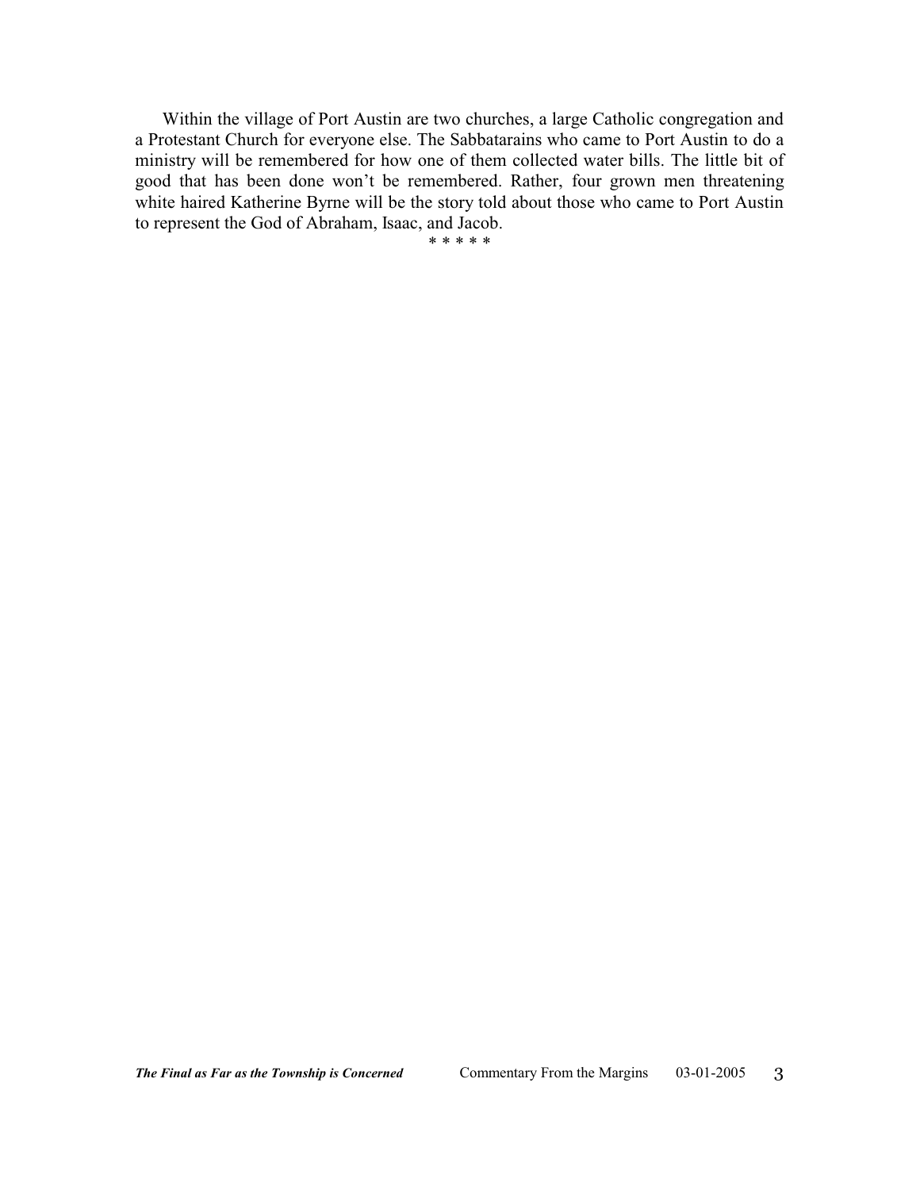Within the village of Port Austin are two churches, a large Catholic congregation and a Protestant Church for everyone else. The Sabbatarains who came to Port Austin to do a ministry will be remembered for how one of them collected water bills. The little bit of good that has been done won't be remembered. Rather, four grown men threatening white haired Katherine Byrne will be the story told about those who came to Port Austin to represent the God of Abraham, Isaac, and Jacob.

\* \* \* \* \*